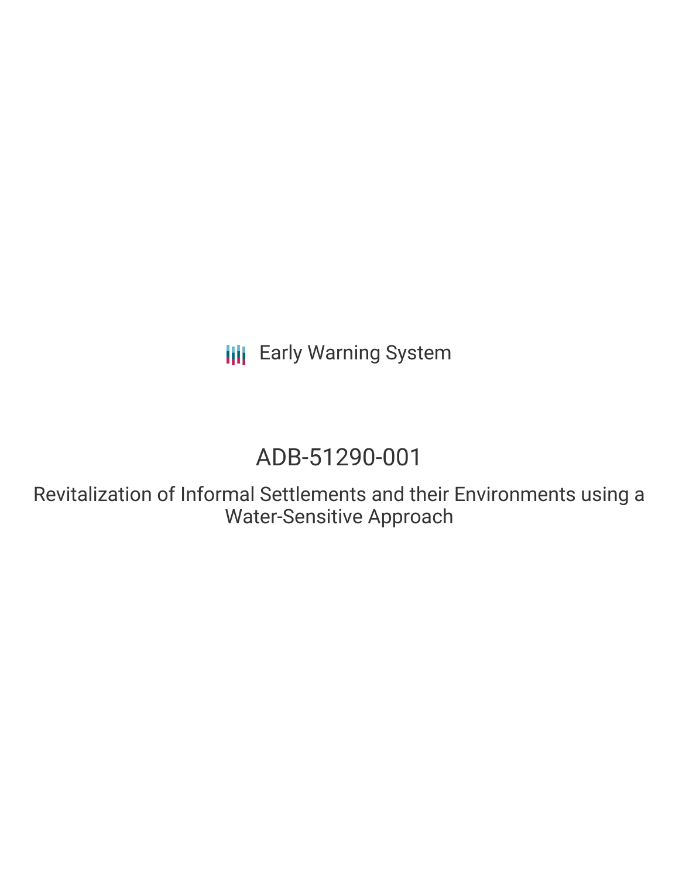Early Warning System

# ADB-51290-001

Revitalization of Informal Settlements and their Environments using a Water-Sensitive Approach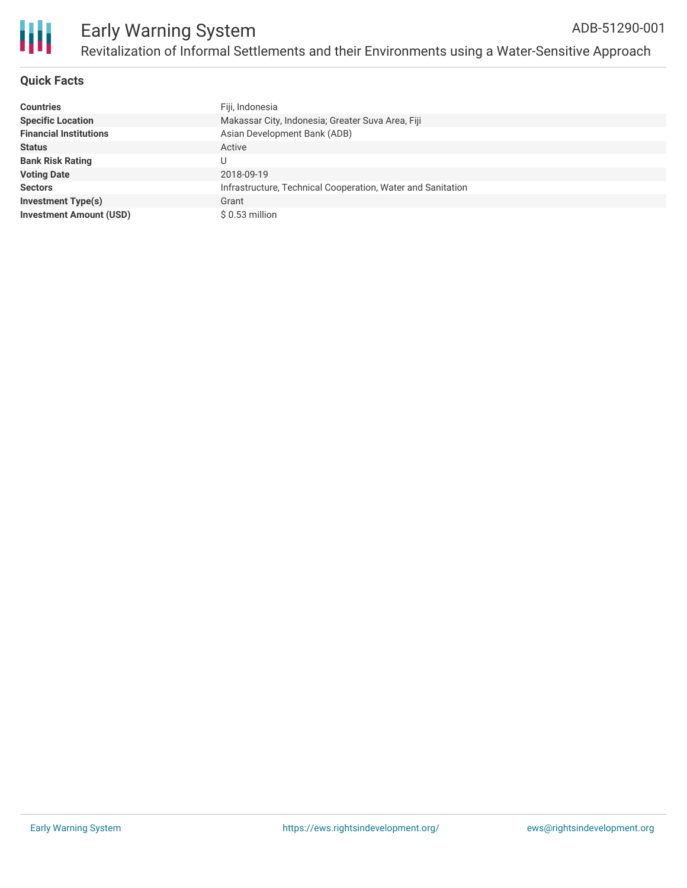# Early Warning System

ADB-51290-001

## Revitalization of Informal Settlements and their Environments using a Water-Sensitive Approach

### Quick Facts

| | |
|---|---|
| **Countries** | Fiji, Indonesia |
| **Specific Location** | Makassar City, Indonesia; Greater Suva Area, Fiji |
| **Financial Institutions** | Asian Development Bank (ADB) |
| **Status** | Active |
| **Bank Risk Rating** | U |
| **Voting Date** | 2018-09-19 |
| **Sectors** | Infrastructure, Technical Cooperation, Water and Sanitation |
| **Investment Type(s)** | Grant |
| **Investment Amount (USD)** | $ 0.53 million |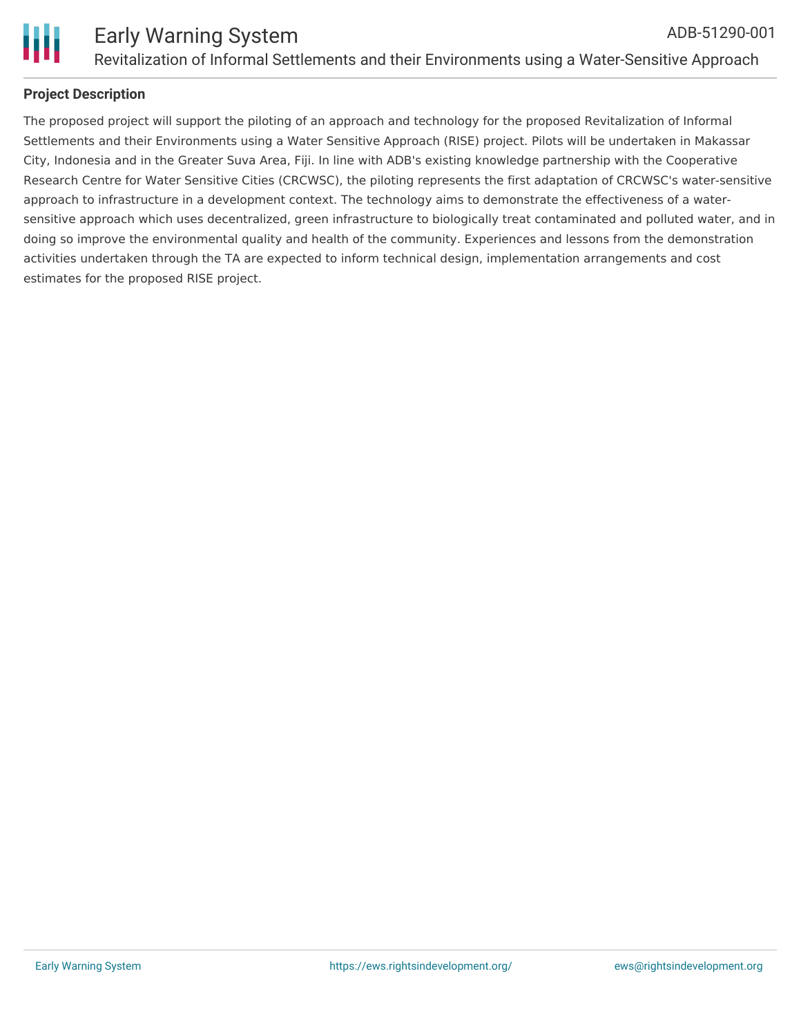## Project Description

The proposed project will support the piloting of an approach and technology for the proposed Revitalization of Informal Settlements and their Environments using a Water Sensitive Approach (RISE) project. Pilots will be undertaken in Makassar City, Indonesia and in the Greater Suva Area, Fiji. In line with ADB's existing knowledge partnership with the Cooperative Research Centre for Water Sensitive Cities (CRCWSC), the piloting represents the first adaptation of CRCWSC's water-sensitive approach to infrastructure in a development context. The technology aims to demonstrate the effectiveness of a water-sensitive approach which uses decentralized, green infrastructure to biologically treat contaminated and polluted water, and in doing so improve the environmental quality and health of the community. Experiences and lessons from the demonstration activities undertaken through the TA are expected to inform technical design, implementation arrangements and cost estimates for the proposed RISE project.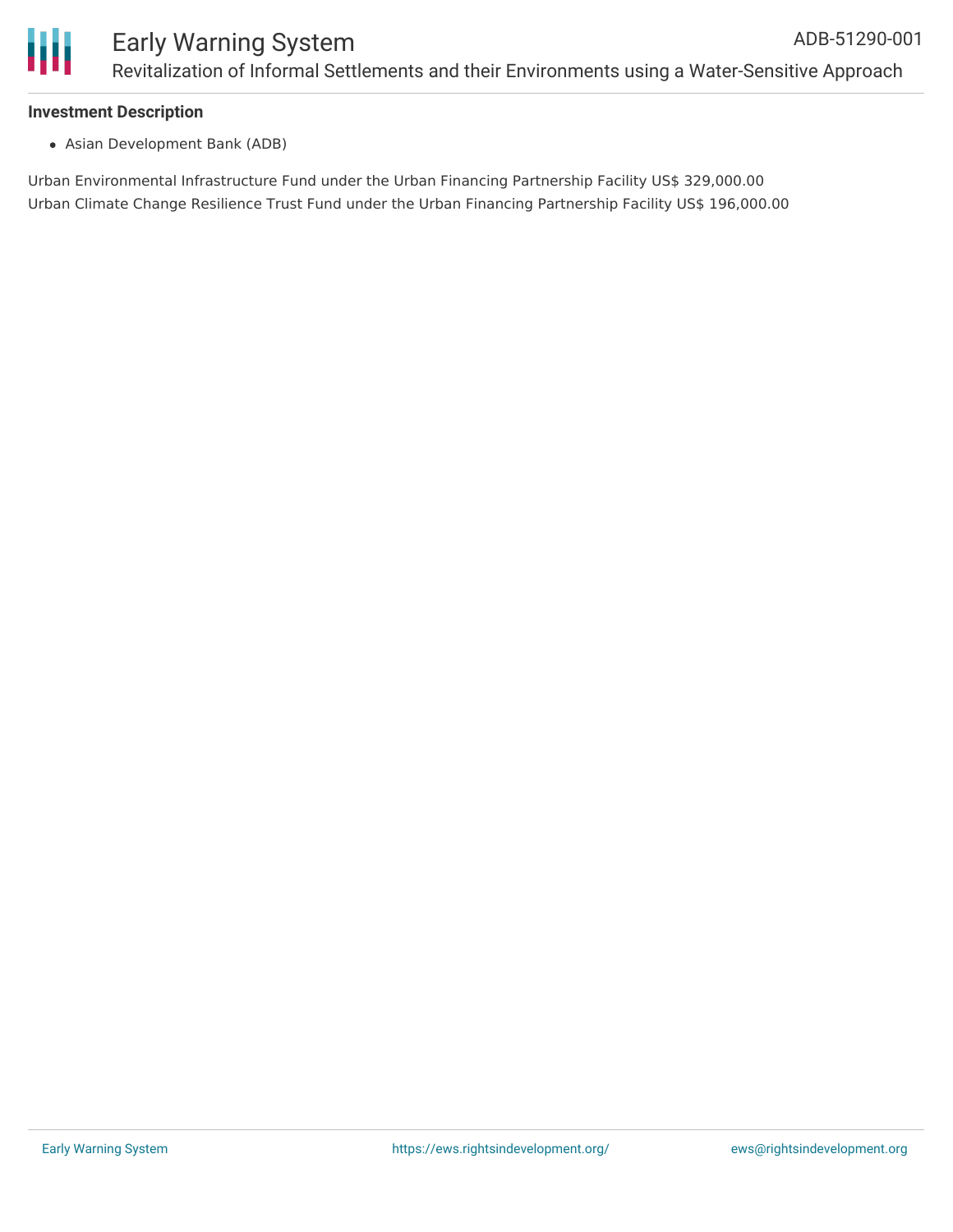**Investment Description**

- Asian Development Bank (ADB)

Urban Environmental Infrastructure Fund under the Urban Financing Partnership Facility US$ 329,000.00
Urban Climate Change Resilience Trust Fund under the Urban Financing Partnership Facility US$ 196,000.00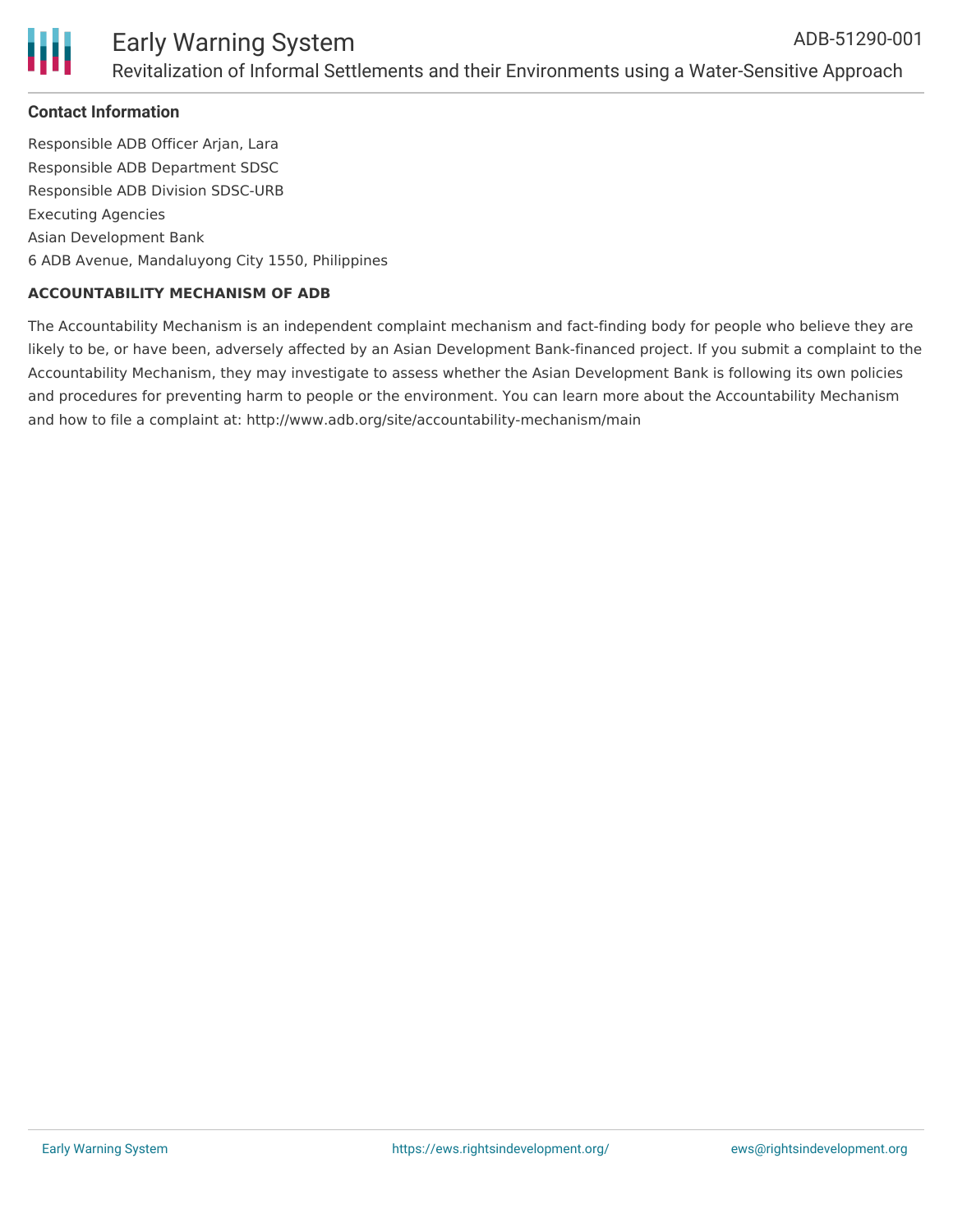### Contact Information

Responsible ADB Officer Arjan, Lara
Responsible ADB Department SDSC
Responsible ADB Division SDSC-URB
Executing Agencies
Asian Development Bank
6 ADB Avenue, Mandaluyong City 1550, Philippines

#### ACCOUNTABILITY MECHANISM OF ADB

The Accountability Mechanism is an independent complaint mechanism and fact-finding body for people who believe they are likely to be, or have been, adversely affected by an Asian Development Bank-financed project. If you submit a complaint to the Accountability Mechanism, they may investigate to assess whether the Asian Development Bank is following its own policies and procedures for preventing harm to people or the environment. You can learn more about the Accountability Mechanism and how to file a complaint at: http://www.adb.org/site/accountability-mechanism/main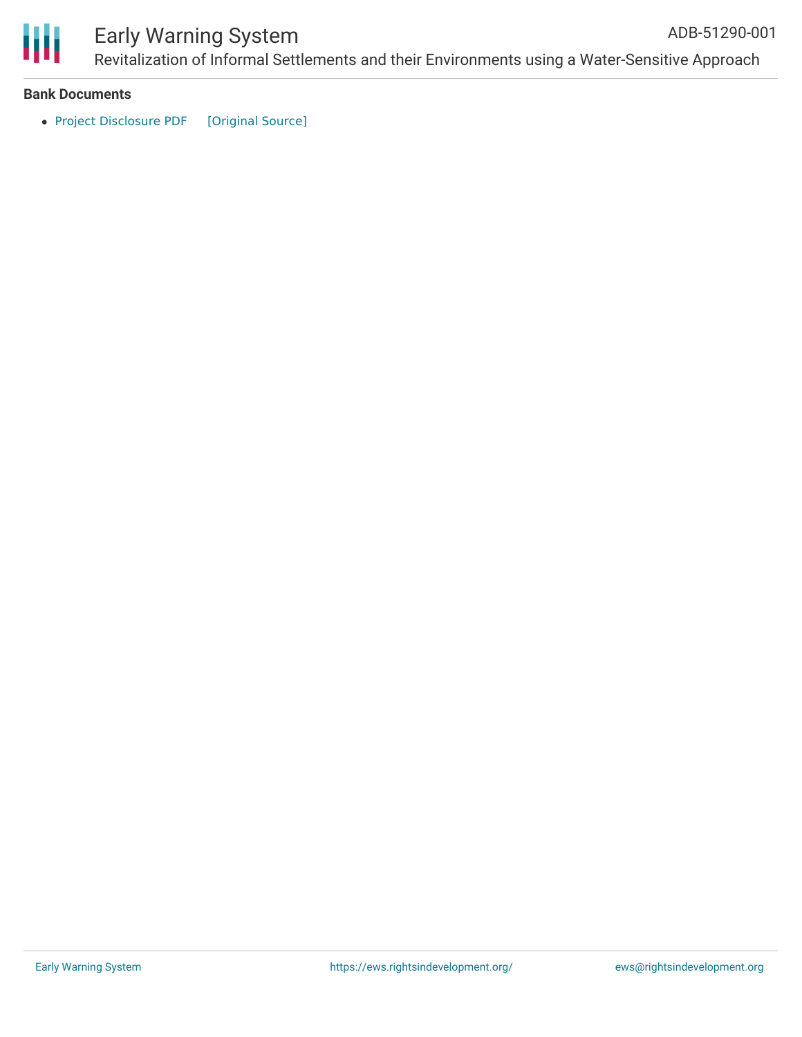**Bank Documents**

- Project Disclosure PDF [Original Source]